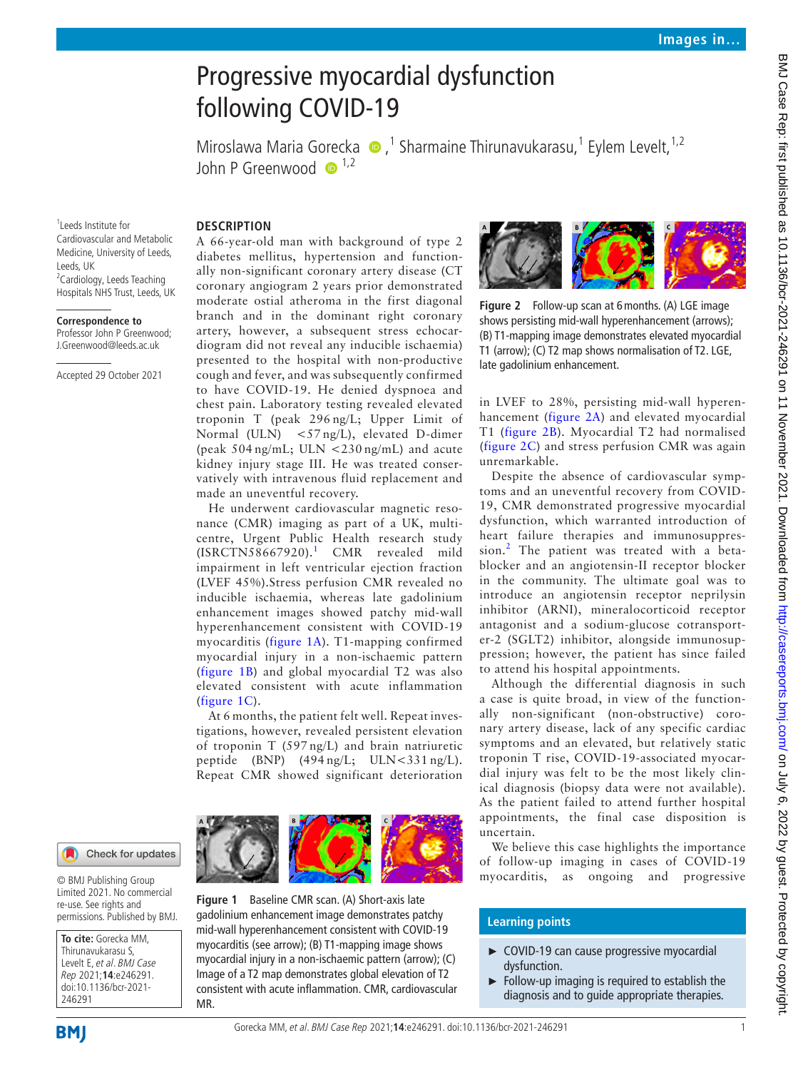# Progressive myocardial dysfunction following COVID-19

Miroslawa Maria Gorecka [1], Sharmaine Thirunavukarasu [1], Eylem Levelt [1,2], John P Greenwood [1,2]

[1] Leeds Institute for Cardiovascular and Metabolic Medicine, University of Leeds, Leeds, UK
[2] Cardiology, Leeds Teaching Hospitals NHS Trust, Leeds, UK

**Correspondence to**
Professor John P Greenwood; J.Greenwood@leeds.ac.uk

Accepted 29 October 2021

## DESCRIPTION

A 66-year-old man with background of type 2 diabetes mellitus, hypertension and functionally non-significant coronary artery disease (CT coronary angiogram 2 years prior demonstrated moderate ostial atheroma in the first diagonal branch and in the dominant right coronary artery, however, a subsequent stress echocardiogram did not reveal any inducible ischaemia) presented to the hospital with non-productive cough and fever, and was subsequently confirmed to have COVID-19. He denied dyspnoea and chest pain. Laboratory testing revealed elevated troponin T (peak 296 ng/L; Upper Limit of Normal (ULN) <57 ng/L), elevated D-dimer (peak 504 ng/mL; ULN <230 ng/mL) and acute kidney injury stage III. He was treated conservatively with intravenous fluid replacement and made an uneventful recovery.

He underwent cardiovascular magnetic resonance (CMR) imaging as part of a UK, multicentre, Urgent Public Health research study (ISRCTN58667920).[1] CMR revealed mild impairment in left ventricular ejection fraction (LVEF 45%).Stress perfusion CMR revealed no inducible ischaemia, whereas late gadolinium enhancement images showed patchy mid-wall hyperenhancement consistent with COVID-19 myocarditis (figure 1A). T1-mapping confirmed myocardial injury in a non-ischaemic pattern (figure 1B) and global myocardial T2 was also elevated consistent with acute inflammation (figure 1C).

At 6 months, the patient felt well. Repeat investigations, however, revealed persistent elevation of troponin T (597 ng/L) and brain natriuretic peptide (BNP) (494 ng/L; ULN<331 ng/L). Repeat CMR showed significant deterioration in LVEF to 28%, persisting mid-wall hyperenhancement (figure 2A) and elevated myocardial T1 (figure 2B). Myocardial T2 had normalised (figure 2C) and stress perfusion CMR was again unremarkable.

Figure 1 Baseline CMR scan. (A) Short-axis late gadolinium enhancement image demonstrates patchy mid-wall hyperenhancement consistent with COVID-19 myocarditis (see arrow); (B) T1-mapping image shows myocardial injury in a non-ischaemic pattern (arrow); (C) Image of a T2 map demonstrates global elevation of T2 consistent with acute inflammation. CMR, cardiovascular MR.

Figure 2 Follow-up scan at 6 months. (A) LGE image shows persisting mid-wall hyperenhancement (arrows); (B) T1-mapping image demonstrates elevated myocardial T1 (arrow); (C) T2 map shows normalisation of T2. LGE, late gadolinium enhancement.

Despite the absence of cardiovascular symptoms and an uneventful recovery from COVID-19, CMR demonstrated progressive myocardial dysfunction, which warranted introduction of heart failure therapies and immunosuppression.[2] The patient was treated with a beta-blocker and an angiotensin-II receptor blocker in the community. The ultimate goal was to introduce an angiotensin receptor neprilysin inhibitor (ARNI), mineralocorticoid receptor antagonist and a sodium-glucose cotransporter-2 (SGLT2) inhibitor, alongside immunosuppression; however, the patient has since failed to attend his hospital appointments.

Although the differential diagnosis in such a case is quite broad, in view of the functionally non-significant (non-obstructive) coronary artery disease, lack of any specific cardiac symptoms and an elevated, but relatively static troponin T rise, COVID-19-associated myocardial injury was felt to be the most likely clinical diagnosis (biopsy data were not available). As the patient failed to attend further hospital appointments, the final case disposition is uncertain.

We believe this case highlights the importance of follow-up imaging in cases of COVID-19 myocarditis, as ongoing and progressive

### Learning points

- COVID-19 can cause progressive myocardial dysfunction.
- Follow-up imaging is required to establish the diagnosis and to guide appropriate therapies.

© BMJ Publishing Group Limited 2021. No commercial re-use. See rights and permissions. Published by BMJ.

**To cite:** Gorecka MM, Thirunavukarasu S, Levelt E, et al. BMJ Case Rep 2021;14:e246291. doi:10.1136/bcr-2021-246291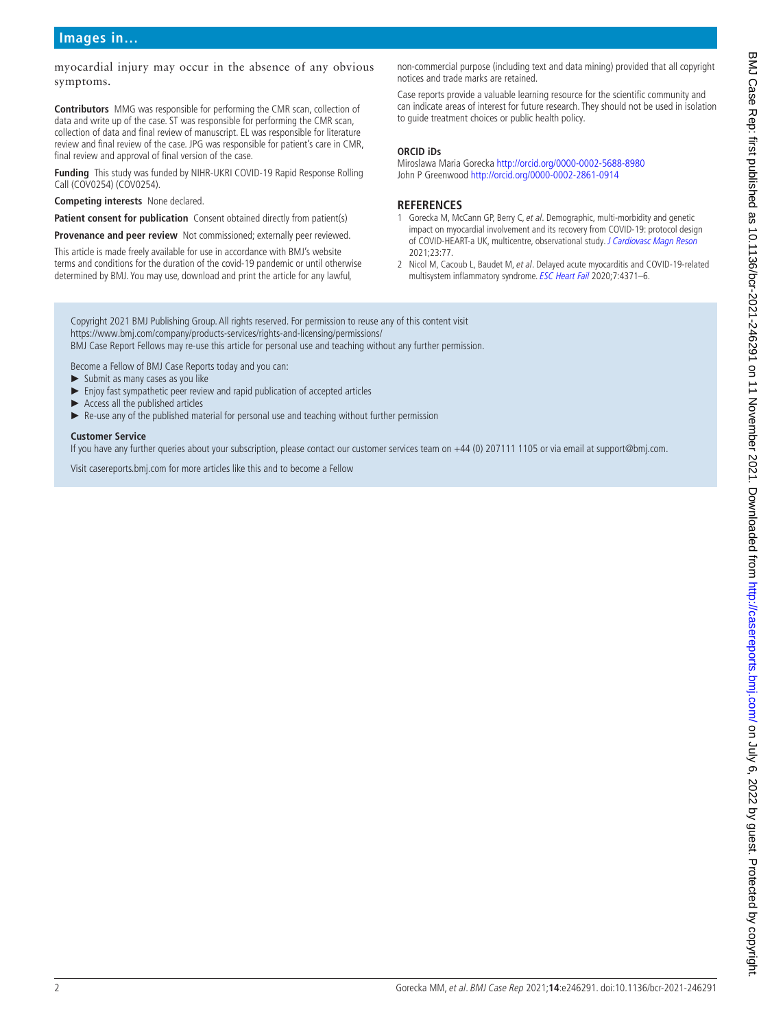myocardial injury may occur in the absence of any obvious symptoms.

**Contributors** MMG was responsible for performing the CMR scan, collection of data and write up of the case. ST was responsible for performing the CMR scan, collection of data and final review of manuscript. EL was responsible for literature review and final review of the case. JPG was responsible for patient's care in CMR, final review and approval of final version of the case.

**Funding** This study was funded by NIHR-UKRI COVID-19 Rapid Response Rolling Call (COV0254) (COV0254).

**Competing interests** None declared.

**Patient consent for publication** Consent obtained directly from patient(s)

**Provenance and peer review** Not commissioned; externally peer reviewed.

This article is made freely available for use in accordance with BMJ's website terms and conditions for the duration of the covid-19 pandemic or until otherwise determined by BMJ. You may use, download and print the article for any lawful, non-commercial purpose (including text and data mining) provided that all copyright notices and trade marks are retained.

Case reports provide a valuable learning resource for the scientific community and can indicate areas of interest for future research. They should not be used in isolation to guide treatment choices or public health policy.

**ORCID iDs**

Miroslawa Maria Gorecka http://orcid.org/0000-0002-5688-8980
John P Greenwood http://orcid.org/0000-0002-2861-0914

## REFERENCES

1. Gorecka M, McCann GP, Berry C, *et al*. Demographic, multi-morbidity and genetic impact on myocardial involvement and its recovery from COVID-19: protocol design of COVID-HEART-a UK, multicentre, observational study. *J Cardiovasc Magn Reson* 2021;23:77.
2. Nicol M, Cacoub L, Baudet M, *et al*. Delayed acute myocarditis and COVID-19-related multisystem inflammatory syndrome. *ESC Heart Fail* 2020;7:4371–6.

Copyright 2021 BMJ Publishing Group. All rights reserved. For permission to reuse any of this content visit
https://www.bmj.com/company/products-services/rights-and-licensing/permissions/
BMJ Case Report Fellows may re-use this article for personal use and teaching without any further permission.

Become a Fellow of BMJ Case Reports today and you can:

- Submit as many cases as you like
- Enjoy fast sympathetic peer review and rapid publication of accepted articles
- Access all the published articles
- Re-use any of the published material for personal use and teaching without further permission

**Customer Service**

If you have any further queries about your subscription, please contact our customer services team on +44 (0) 207111 1105 or via email at support@bmj.com.

Visit casereports.bmj.com for more articles like this and to become a Fellow